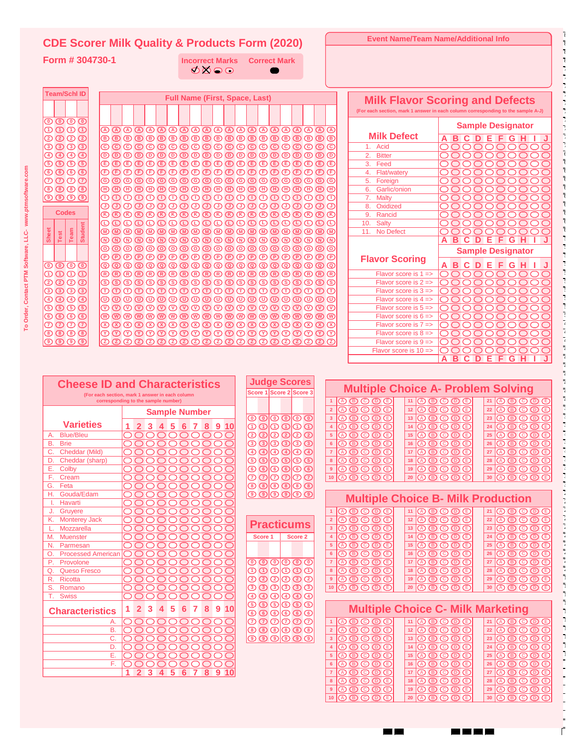# CDE Scorer Milk Quality & Products Form (2020)

**Form # 304730-1**

**Incorrect Marks** ✓ ✗ ⬬ ⊙ **Correct Mark** ⬤

**Event Name/Team Name/Additional Info**

To Order, Contact PTM Software, LLC- www.ptmsoftware.com

## Team/Schl ID

| | | | |
|---|---|---|---|
| 0 | 0 | 0 | 0 |
| 1 | 1 | 1 | 1 |
| 2 | 2 | 2 | 2 |
| 3 | 3 | 3 | 3 |
| 4 | 4 | 4 | 4 |
| 5 | 5 | 5 | 5 |
| 6 | 6 | 6 | 6 |
| 7 | 7 | 7 | 7 |
| 8 | 8 | 8 | 8 |
| 9 | 9 | 9 | 9 |

## Codes

| Sheet | Test | Team | Student |
|---|---|---|---|
| 0 | 0 | 0 | 0 |
| 1 | 1 | 1 | 1 |
| 2 | 2 | 2 | 2 |
| 3 | 3 | 3 | 3 |
| 4 | 4 | 4 | 4 |
| 5 | 5 | 5 | 5 |
| 6 | 6 | 6 | 6 |
| 7 | 7 | 7 | 7 |
| 8 | 8 | 8 | 8 |
| 9 | 9 | 9 | 9 |

## Full Name (First, Space, Last)

(20 columns, each with bubbles A–Z)

## Milk Flavor Scoring and Defects

(For each section, mark 1 answer in each column corresponding to the sample A-J)

| Milk Defect | A | B | C | D | E | F | G | H | I | J |
|---|---|---|---|---|---|---|---|---|---|---|
| 1. Acid | ○ | ○ | ○ | ○ | ○ | ○ | ○ | ○ | ○ | ○ |
| 2. Bitter | ○ | ○ | ○ | ○ | ○ | ○ | ○ | ○ | ○ | ○ |
| 3. Feed | ○ | ○ | ○ | ○ | ○ | ○ | ○ | ○ | ○ | ○ |
| 4. Flat/watery | ○ | ○ | ○ | ○ | ○ | ○ | ○ | ○ | ○ | ○ |
| 5. Foreign | ○ | ○ | ○ | ○ | ○ | ○ | ○ | ○ | ○ | ○ |
| 6. Garlic/onion | ○ | ○ | ○ | ○ | ○ | ○ | ○ | ○ | ○ | ○ |
| 7. Malty | ○ | ○ | ○ | ○ | ○ | ○ | ○ | ○ | ○ | ○ |
| 8. Oxidized | ○ | ○ | ○ | ○ | ○ | ○ | ○ | ○ | ○ | ○ |
| 9. Rancid | ○ | ○ | ○ | ○ | ○ | ○ | ○ | ○ | ○ | ○ |
| 10. Salty | ○ | ○ | ○ | ○ | ○ | ○ | ○ | ○ | ○ | ○ |
| 11. No Defect | ○ | ○ | ○ | ○ | ○ | ○ | ○ | ○ | ○ | ○ |

| Flavor Scoring | A | B | C | D | E | F | G | H | I | J |
|---|---|---|---|---|---|---|---|---|---|---|
| Flavor score is 1 => | ○ | ○ | ○ | ○ | ○ | ○ | ○ | ○ | ○ | ○ |
| Flavor score is 2 => | ○ | ○ | ○ | ○ | ○ | ○ | ○ | ○ | ○ | ○ |
| Flavor score is 3 => | ○ | ○ | ○ | ○ | ○ | ○ | ○ | ○ | ○ | ○ |
| Flavor score is 4 => | ○ | ○ | ○ | ○ | ○ | ○ | ○ | ○ | ○ | ○ |
| Flavor score is 5 => | ○ | ○ | ○ | ○ | ○ | ○ | ○ | ○ | ○ | ○ |
| Flavor score is 6 => | ○ | ○ | ○ | ○ | ○ | ○ | ○ | ○ | ○ | ○ |
| Flavor score is 7 => | ○ | ○ | ○ | ○ | ○ | ○ | ○ | ○ | ○ | ○ |
| Flavor score is 8 => | ○ | ○ | ○ | ○ | ○ | ○ | ○ | ○ | ○ | ○ |
| Flavor score is 9 => | ○ | ○ | ○ | ○ | ○ | ○ | ○ | ○ | ○ | ○ |
| Flavor score is 10 => | ○ | ○ | ○ | ○ | ○ | ○ | ○ | ○ | ○ | ○ |

## Cheese ID and Characteristics

(For each section, mark 1 answer in each column corresponding to the sample number)

| Varieties | 1 | 2 | 3 | 4 | 5 | 6 | 7 | 8 | 9 | 10 |
|---|---|---|---|---|---|---|---|---|---|---|
| A. Blue/Bleu | ○ | ○ | ○ | ○ | ○ | ○ | ○ | ○ | ○ | ○ |
| B. Brie | ○ | ○ | ○ | ○ | ○ | ○ | ○ | ○ | ○ | ○ |
| C. Cheddar (Mild) | ○ | ○ | ○ | ○ | ○ | ○ | ○ | ○ | ○ | ○ |
| D. Cheddar (sharp) | ○ | ○ | ○ | ○ | ○ | ○ | ○ | ○ | ○ | ○ |
| E. Colby | ○ | ○ | ○ | ○ | ○ | ○ | ○ | ○ | ○ | ○ |
| F. Cream | ○ | ○ | ○ | ○ | ○ | ○ | ○ | ○ | ○ | ○ |
| G. Feta | ○ | ○ | ○ | ○ | ○ | ○ | ○ | ○ | ○ | ○ |
| H. Gouda/Edam | ○ | ○ | ○ | ○ | ○ | ○ | ○ | ○ | ○ | ○ |
| I. Havarti | ○ | ○ | ○ | ○ | ○ | ○ | ○ | ○ | ○ | ○ |
| J. Gruyere | ○ | ○ | ○ | ○ | ○ | ○ | ○ | ○ | ○ | ○ |
| K. Monterey Jack | ○ | ○ | ○ | ○ | ○ | ○ | ○ | ○ | ○ | ○ |
| L. Mozzarella | ○ | ○ | ○ | ○ | ○ | ○ | ○ | ○ | ○ | ○ |
| M. Muenster | ○ | ○ | ○ | ○ | ○ | ○ | ○ | ○ | ○ | ○ |
| N. Parmesan | ○ | ○ | ○ | ○ | ○ | ○ | ○ | ○ | ○ | ○ |
| O. Processed American | ○ | ○ | ○ | ○ | ○ | ○ | ○ | ○ | ○ | ○ |
| P. Provolone | ○ | ○ | ○ | ○ | ○ | ○ | ○ | ○ | ○ | ○ |
| Q. Queso Fresco | ○ | ○ | ○ | ○ | ○ | ○ | ○ | ○ | ○ | ○ |
| R. Ricotta | ○ | ○ | ○ | ○ | ○ | ○ | ○ | ○ | ○ | ○ |
| S. Romano | ○ | ○ | ○ | ○ | ○ | ○ | ○ | ○ | ○ | ○ |
| T. Swiss | ○ | ○ | ○ | ○ | ○ | ○ | ○ | ○ | ○ | ○ |

| Characteristics | 1 | 2 | 3 | 4 | 5 | 6 | 7 | 8 | 9 | 10 |
|---|---|---|---|---|---|---|---|---|---|---|
| A. | ○ | ○ | ○ | ○ | ○ | ○ | ○ | ○ | ○ | ○ |
| B. | ○ | ○ | ○ | ○ | ○ | ○ | ○ | ○ | ○ | ○ |
| C. | ○ | ○ | ○ | ○ | ○ | ○ | ○ | ○ | ○ | ○ |
| D. | ○ | ○ | ○ | ○ | ○ | ○ | ○ | ○ | ○ | ○ |
| E. | ○ | ○ | ○ | ○ | ○ | ○ | ○ | ○ | ○ | ○ |
| F. | ○ | ○ | ○ | ○ | ○ | ○ | ○ | ○ | ○ | ○ |

## Judge Scores

| Score 1 | | Score 2 | | Score 3 | |
|---|---|---|---|---|---|
| 0 | 0 | 0 | 0 | 0 | 0 |
| 1 | 1 | 1 | 1 | 1 | 1 |
| 2 | 2 | 2 | 2 | 2 | 2 |
| 3 | 3 | 3 | 3 | 3 | 3 |
| 4 | 4 | 4 | 4 | 4 | 4 |
| 5 | 5 | 5 | 5 | 5 | 5 |
| 6 | 6 | 6 | 6 | 6 | 6 |
| 7 | 7 | 7 | 7 | 7 | 7 |
| 8 | 8 | 8 | 8 | 8 | 8 |
| 9 | 9 | 9 | 9 | 9 | 9 |

## Practicums

| Score 1 | | | Score 2 | | |
|---|---|---|---|---|---|
| 0 | 0 | 0 | 0 | 0 | 0 |
| 1 | 1 | 1 | 1 | 1 | 1 |
| 2 | 2 | 2 | 2 | 2 | 2 |
| 3 | 3 | 3 | 3 | 3 | 3 |
| 4 | 4 | 4 | 4 | 4 | 4 |
| 5 | 5 | 5 | 5 | 5 | 5 |
| 6 | 6 | 6 | 6 | 6 | 6 |
| 7 | 7 | 7 | 7 | 7 | 7 |
| 8 | 8 | 8 | 8 | 8 | 8 |
| 9 | 9 | 9 | 9 | 9 | 9 |

## Multiple Choice A- Problem Solving

Questions 1–30, each with options A B C D E

## Multiple Choice B- Milk Production

Questions 1–30, each with options A B C D E

## Multiple Choice C- Milk Marketing

Questions 1–30, each with options A B C D E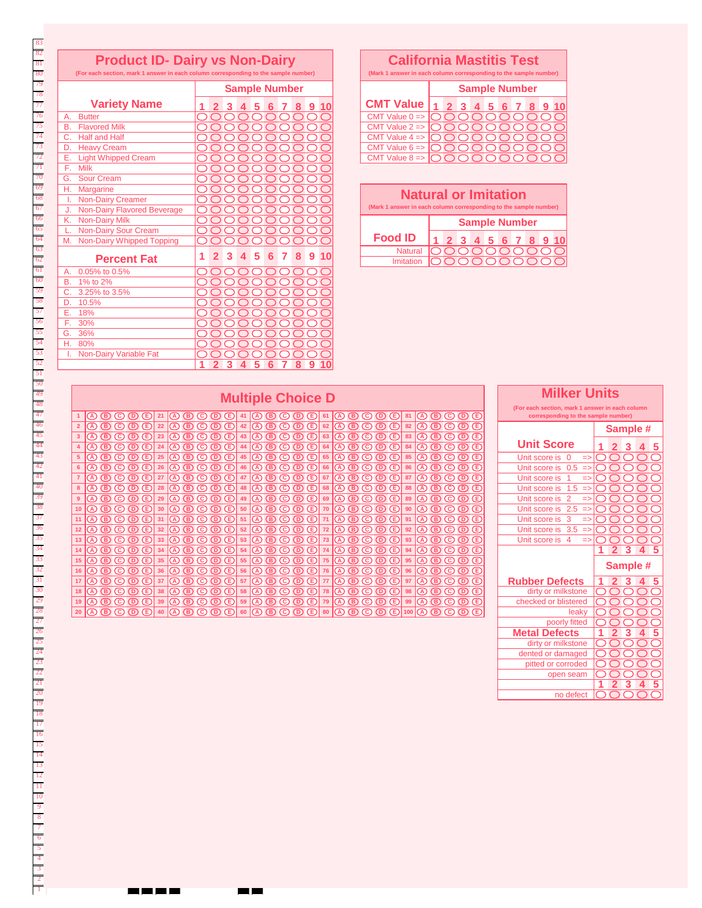## Product ID- Dairy vs Non-Dairy

(For each section, mark 1 answer in each column corresponding to the sample number)

| Variety Name | Sample Number | | | | | | | | | |
|---|---|---|---|---|---|---|---|---|---|---|
| | 1 | 2 | 3 | 4 | 5 | 6 | 7 | 8 | 9 | 10 |
| A. Butter | ◯ | ◯ | ◯ | ◯ | ◯ | ◯ | ◯ | ◯ | ◯ | ◯ |
| B. Flavored Milk | ◯ | ◯ | ◯ | ◯ | ◯ | ◯ | ◯ | ◯ | ◯ | ◯ |
| C. Half and Half | ◯ | ◯ | ◯ | ◯ | ◯ | ◯ | ◯ | ◯ | ◯ | ◯ |
| D. Heavy Cream | ◯ | ◯ | ◯ | ◯ | ◯ | ◯ | ◯ | ◯ | ◯ | ◯ |
| E. Light Whipped Cream | ◯ | ◯ | ◯ | ◯ | ◯ | ◯ | ◯ | ◯ | ◯ | ◯ |
| F. Milk | ◯ | ◯ | ◯ | ◯ | ◯ | ◯ | ◯ | ◯ | ◯ | ◯ |
| G. Sour Cream | ◯ | ◯ | ◯ | ◯ | ◯ | ◯ | ◯ | ◯ | ◯ | ◯ |
| H. Margarine | ◯ | ◯ | ◯ | ◯ | ◯ | ◯ | ◯ | ◯ | ◯ | ◯ |
| I. Non-Dairy Creamer | ◯ | ◯ | ◯ | ◯ | ◯ | ◯ | ◯ | ◯ | ◯ | ◯ |
| J. Non-Dairy Flavored Beverage | ◯ | ◯ | ◯ | ◯ | ◯ | ◯ | ◯ | ◯ | ◯ | ◯ |
| K. Non-Dairy Milk | ◯ | ◯ | ◯ | ◯ | ◯ | ◯ | ◯ | ◯ | ◯ | ◯ |
| L. Non-Dairy Sour Cream | ◯ | ◯ | ◯ | ◯ | ◯ | ◯ | ◯ | ◯ | ◯ | ◯ |
| M. Non-Dairy Whipped Topping | ◯ | ◯ | ◯ | ◯ | ◯ | ◯ | ◯ | ◯ | ◯ | ◯ |

| Percent Fat | 1 | 2 | 3 | 4 | 5 | 6 | 7 | 8 | 9 | 10 |
|---|---|---|---|---|---|---|---|---|---|---|
| A. 0.05% to 0.5% | ◯ | ◯ | ◯ | ◯ | ◯ | ◯ | ◯ | ◯ | ◯ | ◯ |
| B. 1% to 2% | ◯ | ◯ | ◯ | ◯ | ◯ | ◯ | ◯ | ◯ | ◯ | ◯ |
| C. 3.25% to 3.5% | ◯ | ◯ | ◯ | ◯ | ◯ | ◯ | ◯ | ◯ | ◯ | ◯ |
| D. 10.5% | ◯ | ◯ | ◯ | ◯ | ◯ | ◯ | ◯ | ◯ | ◯ | ◯ |
| E. 18% | ◯ | ◯ | ◯ | ◯ | ◯ | ◯ | ◯ | ◯ | ◯ | ◯ |
| F. 30% | ◯ | ◯ | ◯ | ◯ | ◯ | ◯ | ◯ | ◯ | ◯ | ◯ |
| G. 36% | ◯ | ◯ | ◯ | ◯ | ◯ | ◯ | ◯ | ◯ | ◯ | ◯ |
| H. 80% | ◯ | ◯ | ◯ | ◯ | ◯ | ◯ | ◯ | ◯ | ◯ | ◯ |
| I. Non-Dairy Variable Fat | ◯ | ◯ | ◯ | ◯ | ◯ | ◯ | ◯ | ◯ | ◯ | ◯ |
| | 1 | 2 | 3 | 4 | 5 | 6 | 7 | 8 | 9 | 10 |

## California Mastitis Test

(Mark 1 answer in each column corresponding to the sample number)

| CMT Value | Sample Number | | | | | | | | | |
|---|---|---|---|---|---|---|---|---|---|---|
| | 1 | 2 | 3 | 4 | 5 | 6 | 7 | 8 | 9 | 10 |
| CMT Value 0 => | ◯ | ◯ | ◯ | ◯ | ◯ | ◯ | ◯ | ◯ | ◯ | ◯ |
| CMT Value 2 => | ◯ | ◯ | ◯ | ◯ | ◯ | ◯ | ◯ | ◯ | ◯ | ◯ |
| CMT Value 4 => | ◯ | ◯ | ◯ | ◯ | ◯ | ◯ | ◯ | ◯ | ◯ | ◯ |
| CMT Value 6 => | ◯ | ◯ | ◯ | ◯ | ◯ | ◯ | ◯ | ◯ | ◯ | ◯ |
| CMT Value 8 => | ◯ | ◯ | ◯ | ◯ | ◯ | ◯ | ◯ | ◯ | ◯ | ◯ |

## Natural or Imitation

(Mark 1 answer in each column corresponding to the sample number)

| Food ID | Sample Number | | | | | | | | | |
|---|---|---|---|---|---|---|---|---|---|---|
| | 1 | 2 | 3 | 4 | 5 | 6 | 7 | 8 | 9 | 10 |
| Natural | ◯ | ◯ | ◯ | ◯ | ◯ | ◯ | ◯ | ◯ | ◯ | ◯ |
| Imitation | ◯ | ◯ | ◯ | ◯ | ◯ | ◯ | ◯ | ◯ | ◯ | ◯ |

## Multiple Choice D

| | | | | | | | | | |
|---|---|---|---|---|---|---|---|---|---|
| 1 | Ⓐ Ⓑ Ⓒ Ⓓ Ⓔ | 21 | Ⓐ Ⓑ Ⓒ Ⓓ Ⓔ | 41 | Ⓐ Ⓑ Ⓒ Ⓓ Ⓔ | 61 | Ⓐ Ⓑ Ⓒ Ⓓ Ⓔ | 81 | Ⓐ Ⓑ Ⓒ Ⓓ Ⓔ |
| 2 | Ⓐ Ⓑ Ⓒ Ⓓ Ⓔ | 22 | Ⓐ Ⓑ Ⓒ Ⓓ Ⓔ | 42 | Ⓐ Ⓑ Ⓒ Ⓓ Ⓔ | 62 | Ⓐ Ⓑ Ⓒ Ⓓ Ⓔ | 82 | Ⓐ Ⓑ Ⓒ Ⓓ Ⓔ |
| 3 | Ⓐ Ⓑ Ⓒ Ⓓ Ⓔ | 23 | Ⓐ Ⓑ Ⓒ Ⓓ Ⓔ | 43 | Ⓐ Ⓑ Ⓒ Ⓓ Ⓔ | 63 | Ⓐ Ⓑ Ⓒ Ⓓ Ⓔ | 83 | Ⓐ Ⓑ Ⓒ Ⓓ Ⓔ |
| 4 | Ⓐ Ⓑ Ⓒ Ⓓ Ⓔ | 24 | Ⓐ Ⓑ Ⓒ Ⓓ Ⓔ | 44 | Ⓐ Ⓑ Ⓒ Ⓓ Ⓔ | 64 | Ⓐ Ⓑ Ⓒ Ⓓ Ⓔ | 84 | Ⓐ Ⓑ Ⓒ Ⓓ Ⓔ |
| 5 | Ⓐ Ⓑ Ⓒ Ⓓ Ⓔ | 25 | Ⓐ Ⓑ Ⓒ Ⓓ Ⓔ | 45 | Ⓐ Ⓑ Ⓒ Ⓓ Ⓔ | 65 | Ⓐ Ⓑ Ⓒ Ⓓ Ⓔ | 85 | Ⓐ Ⓑ Ⓒ Ⓓ Ⓔ |
| 6 | Ⓐ Ⓑ Ⓒ Ⓓ Ⓔ | 26 | Ⓐ Ⓑ Ⓒ Ⓓ Ⓔ | 46 | Ⓐ Ⓑ Ⓒ Ⓓ Ⓔ | 66 | Ⓐ Ⓑ Ⓒ Ⓓ Ⓔ | 86 | Ⓐ Ⓑ Ⓒ Ⓓ Ⓔ |
| 7 | Ⓐ Ⓑ Ⓒ Ⓓ Ⓔ | 27 | Ⓐ Ⓑ Ⓒ Ⓓ Ⓔ | 47 | Ⓐ Ⓑ Ⓒ Ⓓ Ⓔ | 67 | Ⓐ Ⓑ Ⓒ Ⓓ Ⓔ | 87 | Ⓐ Ⓑ Ⓒ Ⓓ Ⓔ |
| 8 | Ⓐ Ⓑ Ⓒ Ⓓ Ⓔ | 28 | Ⓐ Ⓑ Ⓒ Ⓓ Ⓔ | 48 | Ⓐ Ⓑ Ⓒ Ⓓ Ⓔ | 68 | Ⓐ Ⓑ Ⓒ Ⓓ Ⓔ | 88 | Ⓐ Ⓑ Ⓒ Ⓓ Ⓔ |
| 9 | Ⓐ Ⓑ Ⓒ Ⓓ Ⓔ | 29 | Ⓐ Ⓑ Ⓒ Ⓓ Ⓔ | 49 | Ⓐ Ⓑ Ⓒ Ⓓ Ⓔ | 69 | Ⓐ Ⓑ Ⓒ Ⓓ Ⓔ | 89 | Ⓐ Ⓑ Ⓒ Ⓓ Ⓔ |
| 10 | Ⓐ Ⓑ Ⓒ Ⓓ Ⓔ | 30 | Ⓐ Ⓑ Ⓒ Ⓓ Ⓔ | 50 | Ⓐ Ⓑ Ⓒ Ⓓ Ⓔ | 70 | Ⓐ Ⓑ Ⓒ Ⓓ Ⓔ | 90 | Ⓐ Ⓑ Ⓒ Ⓓ Ⓔ |
| 11 | Ⓐ Ⓑ Ⓒ Ⓓ Ⓔ | 31 | Ⓐ Ⓑ Ⓒ Ⓓ Ⓔ | 51 | Ⓐ Ⓑ Ⓒ Ⓓ Ⓔ | 71 | Ⓐ Ⓑ Ⓒ Ⓓ Ⓔ | 91 | Ⓐ Ⓑ Ⓒ Ⓓ Ⓔ |
| 12 | Ⓐ Ⓑ Ⓒ Ⓓ Ⓔ | 32 | Ⓐ Ⓑ Ⓒ Ⓓ Ⓔ | 52 | Ⓐ Ⓑ Ⓒ Ⓓ Ⓔ | 72 | Ⓐ Ⓑ Ⓒ Ⓓ Ⓔ | 92 | Ⓐ Ⓑ Ⓒ Ⓓ Ⓔ |
| 13 | Ⓐ Ⓑ Ⓒ Ⓓ Ⓔ | 33 | Ⓐ Ⓑ Ⓒ Ⓓ Ⓔ | 53 | Ⓐ Ⓑ Ⓒ Ⓓ Ⓔ | 73 | Ⓐ Ⓑ Ⓒ Ⓓ Ⓔ | 93 | Ⓐ Ⓑ Ⓒ Ⓓ Ⓔ |
| 14 | Ⓐ Ⓑ Ⓒ Ⓓ Ⓔ | 34 | Ⓐ Ⓑ Ⓒ Ⓓ Ⓔ | 54 | Ⓐ Ⓑ Ⓒ Ⓓ Ⓔ | 74 | Ⓐ Ⓑ Ⓒ Ⓓ Ⓔ | 94 | Ⓐ Ⓑ Ⓒ Ⓓ Ⓔ |
| 15 | Ⓐ Ⓑ Ⓒ Ⓓ Ⓔ | 35 | Ⓐ Ⓑ Ⓒ Ⓓ Ⓔ | 55 | Ⓐ Ⓑ Ⓒ Ⓓ Ⓔ | 75 | Ⓐ Ⓑ Ⓒ Ⓓ Ⓔ | 95 | Ⓐ Ⓑ Ⓒ Ⓓ Ⓔ |
| 16 | Ⓐ Ⓑ Ⓒ Ⓓ Ⓔ | 36 | Ⓐ Ⓑ Ⓒ Ⓓ Ⓔ | 56 | Ⓐ Ⓑ Ⓒ Ⓓ Ⓔ | 76 | Ⓐ Ⓑ Ⓒ Ⓓ Ⓔ | 96 | Ⓐ Ⓑ Ⓒ Ⓓ Ⓔ |
| 17 | Ⓐ Ⓑ Ⓒ Ⓓ Ⓔ | 37 | Ⓐ Ⓑ Ⓒ Ⓓ Ⓔ | 57 | Ⓐ Ⓑ Ⓒ Ⓓ Ⓔ | 77 | Ⓐ Ⓑ Ⓒ Ⓓ Ⓔ | 97 | Ⓐ Ⓑ Ⓒ Ⓓ Ⓔ |
| 18 | Ⓐ Ⓑ Ⓒ Ⓓ Ⓔ | 38 | Ⓐ Ⓑ Ⓒ Ⓓ Ⓔ | 58 | Ⓐ Ⓑ Ⓒ Ⓓ Ⓔ | 78 | Ⓐ Ⓑ Ⓒ Ⓓ Ⓔ | 98 | Ⓐ Ⓑ Ⓒ Ⓓ Ⓔ |
| 19 | Ⓐ Ⓑ Ⓒ Ⓓ Ⓔ | 39 | Ⓐ Ⓑ Ⓒ Ⓓ Ⓔ | 59 | Ⓐ Ⓑ Ⓒ Ⓓ Ⓔ | 79 | Ⓐ Ⓑ Ⓒ Ⓓ Ⓔ | 99 | Ⓐ Ⓑ Ⓒ Ⓓ Ⓔ |
| 20 | Ⓐ Ⓑ Ⓒ Ⓓ Ⓔ | 40 | Ⓐ Ⓑ Ⓒ Ⓓ Ⓔ | 60 | Ⓐ Ⓑ Ⓒ Ⓓ Ⓔ | 80 | Ⓐ Ⓑ Ⓒ Ⓓ Ⓔ | 100 | Ⓐ Ⓑ Ⓒ Ⓓ Ⓔ |

## Milker Units

(For each section, mark 1 answer in each column corresponding to the sample number)

| Unit Score | Sample # | | | | |
|---|---|---|---|---|---|
| | 1 | 2 | 3 | 4 | 5 |
| Unit score is 0 => | ◯ | ◯ | ◯ | ◯ | ◯ |
| Unit score is 0.5 => | ◯ | ◯ | ◯ | ◯ | ◯ |
| Unit score is 1 => | ◯ | ◯ | ◯ | ◯ | ◯ |
| Unit score is 1.5 => | ◯ | ◯ | ◯ | ◯ | ◯ |
| Unit score is 2 => | ◯ | ◯ | ◯ | ◯ | ◯ |
| Unit score is 2.5 => | ◯ | ◯ | ◯ | ◯ | ◯ |
| Unit score is 3 => | ◯ | ◯ | ◯ | ◯ | ◯ |
| Unit score is 3.5 => | ◯ | ◯ | ◯ | ◯ | ◯ |
| Unit score is 4 => | ◯ | ◯ | ◯ | ◯ | ◯ |
| | 1 | 2 | 3 | 4 | 5 |

| Rubber Defects | Sample # | | | | |
|---|---|---|---|---|---|
| | 1 | 2 | 3 | 4 | 5 |
| dirty or milkstone | ◯ | ◯ | ◯ | ◯ | ◯ |
| checked or blistered | ◯ | ◯ | ◯ | ◯ | ◯ |
| leaky | ◯ | ◯ | ◯ | ◯ | ◯ |
| poorly fitted | ◯ | ◯ | ◯ | ◯ | ◯ |
| **Metal Defects** | 1 | 2 | 3 | 4 | 5 |
| dirty or milkstone | ◯ | ◯ | ◯ | ◯ | ◯ |
| dented or damaged | ◯ | ◯ | ◯ | ◯ | ◯ |
| pitted or corroded | ◯ | ◯ | ◯ | ◯ | ◯ |
| open seam | ◯ | ◯ | ◯ | ◯ | ◯ |
| | 1 | 2 | 3 | 4 | 5 |
| no defect | ◯ | ◯ | ◯ | ◯ | ◯ |